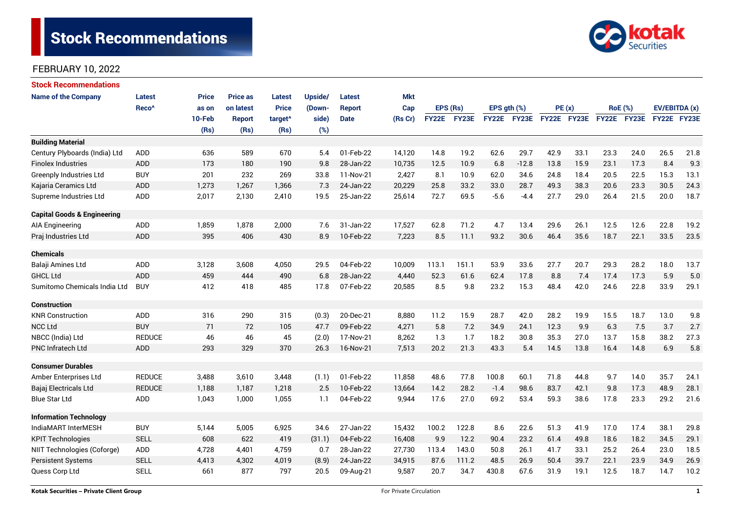# Stock Recommendations

FEBRUARY 10, 2022

## Stock Recommendations

| Name of the Company | Latest Reco^ | Price as on 10-Feb (Rs) | Price as on latest Report (Rs) | Latest Price target^ (Rs) | Upside/ (Down-side) (%) | Latest Report Date | Mkt Cap (Rs Cr) | EPS (Rs) | | EPS gth (%) | | PE (x) | | RoE (%) | | EV/EBITDA (x) | |
|---|---|---|---|---|---|---|---|---|---|---|---|---|---|---|---|---|---|
| | | | | | | | | FY22E | FY23E | FY22E | FY23E | FY22E | FY23E | FY22E | FY23E | FY22E | FY23E |
| **Building Material** | | | | | | | | | | | | | | | | | |
| Century Plyboards (India) Ltd | ADD | 636 | 589 | 670 | 5.4 | 01-Feb-22 | 14,120 | 14.8 | 19.2 | 62.6 | 29.7 | 42.9 | 33.1 | 23.3 | 24.0 | 26.5 | 21.8 |
| Finolex Industries | ADD | 173 | 180 | 190 | 9.8 | 28-Jan-22 | 10,735 | 12.5 | 10.9 | 6.8 | -12.8 | 13.8 | 15.9 | 23.1 | 17.3 | 8.4 | 9.3 |
| Greenply Industries Ltd | BUY | 201 | 232 | 269 | 33.8 | 11-Nov-21 | 2,427 | 8.1 | 10.9 | 62.0 | 34.6 | 24.8 | 18.4 | 20.5 | 22.5 | 15.3 | 13.1 |
| Kajaria Ceramics Ltd | ADD | 1,273 | 1,267 | 1,366 | 7.3 | 24-Jan-22 | 20,229 | 25.8 | 33.2 | 33.0 | 28.7 | 49.3 | 38.3 | 20.6 | 23.3 | 30.5 | 24.3 |
| Supreme Industries Ltd | ADD | 2,017 | 2,130 | 2,410 | 19.5 | 25-Jan-22 | 25,614 | 72.7 | 69.5 | -5.6 | -4.4 | 27.7 | 29.0 | 26.4 | 21.5 | 20.0 | 18.7 |
| **Capital Goods & Engineering** | | | | | | | | | | | | | | | | | |
| AIA Engineering | ADD | 1,859 | 1,878 | 2,000 | 7.6 | 31-Jan-22 | 17,527 | 62.8 | 71.2 | 4.7 | 13.4 | 29.6 | 26.1 | 12.5 | 12.6 | 22.8 | 19.2 |
| Praj Industries Ltd | ADD | 395 | 406 | 430 | 8.9 | 10-Feb-22 | 7,223 | 8.5 | 11.1 | 93.2 | 30.6 | 46.4 | 35.6 | 18.7 | 22.1 | 33.5 | 23.5 |
| **Chemicals** | | | | | | | | | | | | | | | | | |
| Balaji Amines Ltd | ADD | 3,128 | 3,608 | 4,050 | 29.5 | 04-Feb-22 | 10,009 | 113.1 | 151.1 | 53.9 | 33.6 | 27.7 | 20.7 | 29.3 | 28.2 | 18.0 | 13.7 |
| GHCL Ltd | ADD | 459 | 444 | 490 | 6.8 | 28-Jan-22 | 4,440 | 52.3 | 61.6 | 62.4 | 17.8 | 8.8 | 7.4 | 17.4 | 17.3 | 5.9 | 5.0 |
| Sumitomo Chemicals India Ltd | BUY | 412 | 418 | 485 | 17.8 | 07-Feb-22 | 20,585 | 8.5 | 9.8 | 23.2 | 15.3 | 48.4 | 42.0 | 24.6 | 22.8 | 33.9 | 29.1 |
| **Construction** | | | | | | | | | | | | | | | | | |
| KNR Construction | ADD | 316 | 290 | 315 | (0.3) | 20-Dec-21 | 8,880 | 11.2 | 15.9 | 28.7 | 42.0 | 28.2 | 19.9 | 15.5 | 18.7 | 13.0 | 9.8 |
| NCC Ltd | BUY | 71 | 72 | 105 | 47.7 | 09-Feb-22 | 4,271 | 5.8 | 7.2 | 34.9 | 24.1 | 12.3 | 9.9 | 6.3 | 7.5 | 3.7 | 2.7 |
| NBCC (India) Ltd | REDUCE | 46 | 46 | 45 | (2.0) | 17-Nov-21 | 8,262 | 1.3 | 1.7 | 18.2 | 30.8 | 35.3 | 27.0 | 13.7 | 15.8 | 38.2 | 27.3 |
| PNC Infratech Ltd | ADD | 293 | 329 | 370 | 26.3 | 16-Nov-21 | 7,513 | 20.2 | 21.3 | 43.3 | 5.4 | 14.5 | 13.8 | 16.4 | 14.8 | 6.9 | 5.8 |
| **Consumer Durables** | | | | | | | | | | | | | | | | | |
| Amber Enterprises Ltd | REDUCE | 3,488 | 3,610 | 3,448 | (1.1) | 01-Feb-22 | 11,858 | 48.6 | 77.8 | 100.8 | 60.1 | 71.8 | 44.8 | 9.7 | 14.0 | 35.7 | 24.1 |
| Bajaj Electricals Ltd | REDUCE | 1,188 | 1,187 | 1,218 | 2.5 | 10-Feb-22 | 13,664 | 14.2 | 28.2 | -1.4 | 98.6 | 83.7 | 42.1 | 9.8 | 17.3 | 48.9 | 28.1 |
| Blue Star Ltd | ADD | 1,043 | 1,000 | 1,055 | 1.1 | 04-Feb-22 | 9,944 | 17.6 | 27.0 | 69.2 | 53.4 | 59.3 | 38.6 | 17.8 | 23.3 | 29.2 | 21.6 |
| **Information Technology** | | | | | | | | | | | | | | | | | |
| IndiaMART InterMESH | BUY | 5,144 | 5,005 | 6,925 | 34.6 | 27-Jan-22 | 15,432 | 100.2 | 122.8 | 8.6 | 22.6 | 51.3 | 41.9 | 17.0 | 17.4 | 38.1 | 29.8 |
| KPIT Technologies | SELL | 608 | 622 | 419 | (31.1) | 04-Feb-22 | 16,408 | 9.9 | 12.2 | 90.4 | 23.2 | 61.4 | 49.8 | 18.6 | 18.2 | 34.5 | 29.1 |
| NIIT Technologies (Coforge) | ADD | 4,728 | 4,401 | 4,759 | 0.7 | 28-Jan-22 | 27,730 | 113.4 | 143.0 | 50.8 | 26.1 | 41.7 | 33.1 | 25.2 | 26.4 | 23.0 | 18.5 |
| Persistent Systems | SELL | 4,413 | 4,302 | 4,019 | (8.9) | 24-Jan-22 | 34,915 | 87.6 | 111.2 | 48.5 | 26.9 | 50.4 | 39.7 | 22.1 | 23.9 | 34.9 | 26.9 |
| Quess Corp Ltd | SELL | 661 | 877 | 797 | 20.5 | 09-Aug-21 | 9,587 | 20.7 | 34.7 | 430.8 | 67.6 | 31.9 | 19.1 | 12.5 | 18.7 | 14.7 | 10.2 |

Kotak Securities – Private Client Group | For Private Circulation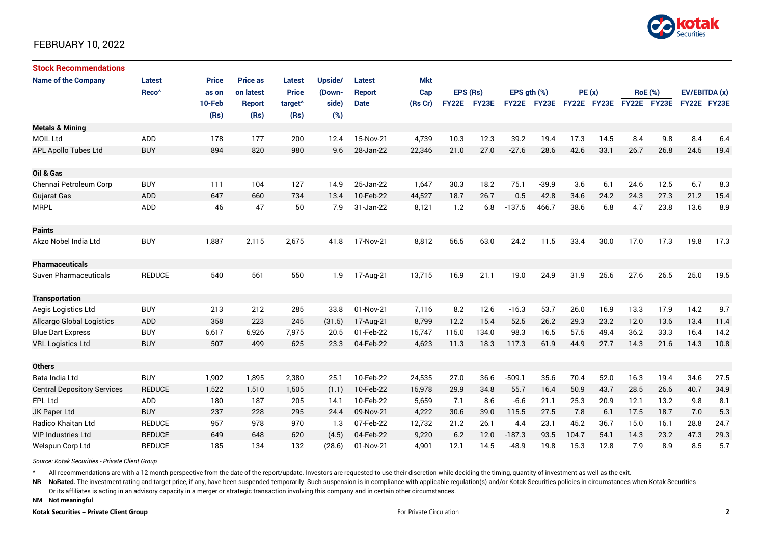FEBRUARY 10, 2022

**Stock Recommendations**

| Name of the Company | Latest Reco^ | Price as on 10-Feb (Rs) | Price as on latest Report (Rs) | Latest Price target^ (Rs) | Upside/ (Down-side) (%) | Latest Report Date | Mkt Cap (Rs Cr) | EPS (Rs) | | EPS gth (%) | | PE (x) | | RoE (%) | | EV/EBITDA (x) | |
|---|---|---|---|---|---|---|---|---|---|---|---|---|---|---|---|---|---|
| | | | | | | | | FY22E | FY23E | FY22E | FY23E | FY22E | FY23E | FY22E | FY23E | FY22E | FY23E |
| **Metals & Mining** | | | | | | | | | | | | | | | | | |
| MOIL Ltd | ADD | 178 | 177 | 200 | 12.4 | 15-Nov-21 | 4,739 | 10.3 | 12.3 | 39.2 | 19.4 | 17.3 | 14.5 | 8.4 | 9.8 | 8.4 | 6.4 |
| APL Apollo Tubes Ltd | BUY | 894 | 820 | 980 | 9.6 | 28-Jan-22 | 22,346 | 21.0 | 27.0 | -27.6 | 28.6 | 42.6 | 33.1 | 26.7 | 26.8 | 24.5 | 19.4 |
| **Oil & Gas** | | | | | | | | | | | | | | | | | |
| Chennai Petroleum Corp | BUY | 111 | 104 | 127 | 14.9 | 25-Jan-22 | 1,647 | 30.3 | 18.2 | 75.1 | -39.9 | 3.6 | 6.1 | 24.6 | 12.5 | 6.7 | 8.3 |
| Gujarat Gas | ADD | 647 | 660 | 734 | 13.4 | 10-Feb-22 | 44,527 | 18.7 | 26.7 | 0.5 | 42.8 | 34.6 | 24.2 | 24.3 | 27.3 | 21.2 | 15.4 |
| MRPL | ADD | 46 | 47 | 50 | 7.9 | 31-Jan-22 | 8,121 | 1.2 | 6.8 | -137.5 | 466.7 | 38.6 | 6.8 | 4.7 | 23.8 | 13.6 | 8.9 |
| **Paints** | | | | | | | | | | | | | | | | | |
| Akzo Nobel India Ltd | BUY | 1,887 | 2,115 | 2,675 | 41.8 | 17-Nov-21 | 8,812 | 56.5 | 63.0 | 24.2 | 11.5 | 33.4 | 30.0 | 17.0 | 17.3 | 19.8 | 17.3 |
| **Pharmaceuticals** | | | | | | | | | | | | | | | | | |
| Suven Pharmaceuticals | REDUCE | 540 | 561 | 550 | 1.9 | 17-Aug-21 | 13,715 | 16.9 | 21.1 | 19.0 | 24.9 | 31.9 | 25.6 | 27.6 | 26.5 | 25.0 | 19.5 |
| **Transportation** | | | | | | | | | | | | | | | | | |
| Aegis Logistics Ltd | BUY | 213 | 212 | 285 | 33.8 | 01-Nov-21 | 7,116 | 8.2 | 12.6 | -16.3 | 53.7 | 26.0 | 16.9 | 13.3 | 17.9 | 14.2 | 9.7 |
| Allcargo Global Logistics | ADD | 358 | 223 | 245 | (31.5) | 17-Aug-21 | 8,799 | 12.2 | 15.4 | 52.5 | 26.2 | 29.3 | 23.2 | 12.0 | 13.6 | 13.4 | 11.4 |
| Blue Dart Express | BUY | 6,617 | 6,926 | 7,975 | 20.5 | 01-Feb-22 | 15,747 | 115.0 | 134.0 | 98.3 | 16.5 | 57.5 | 49.4 | 36.2 | 33.3 | 16.4 | 14.2 |
| VRL Logistics Ltd | BUY | 507 | 499 | 625 | 23.3 | 04-Feb-22 | 4,623 | 11.3 | 18.3 | 117.3 | 61.9 | 44.9 | 27.7 | 14.3 | 21.6 | 14.3 | 10.8 |
| **Others** | | | | | | | | | | | | | | | | | |
| Bata India Ltd | BUY | 1,902 | 1,895 | 2,380 | 25.1 | 10-Feb-22 | 24,535 | 27.0 | 36.6 | -509.1 | 35.6 | 70.4 | 52.0 | 16.3 | 19.4 | 34.6 | 27.5 |
| Central Depository Services | REDUCE | 1,522 | 1,510 | 1,505 | (1.1) | 10-Feb-22 | 15,978 | 29.9 | 34.8 | 55.7 | 16.4 | 50.9 | 43.7 | 28.5 | 26.6 | 40.7 | 34.9 |
| EPL Ltd | ADD | 180 | 187 | 205 | 14.1 | 10-Feb-22 | 5,659 | 7.1 | 8.6 | -6.6 | 21.1 | 25.3 | 20.9 | 12.1 | 13.2 | 9.8 | 8.1 |
| JK Paper Ltd | BUY | 237 | 228 | 295 | 24.4 | 09-Nov-21 | 4,222 | 30.6 | 39.0 | 115.5 | 27.5 | 7.8 | 6.1 | 17.5 | 18.7 | 7.0 | 5.3 |
| Radico Khaitan Ltd | REDUCE | 957 | 978 | 970 | 1.3 | 07-Feb-22 | 12,732 | 21.2 | 26.1 | 4.4 | 23.1 | 45.2 | 36.7 | 15.0 | 16.1 | 28.8 | 24.7 |
| VIP Industries Ltd | REDUCE | 649 | 648 | 620 | (4.5) | 04-Feb-22 | 9,220 | 6.2 | 12.0 | -187.3 | 93.5 | 104.7 | 54.1 | 14.3 | 23.2 | 47.3 | 29.3 |
| Welspun Corp Ltd | REDUCE | 185 | 134 | 132 | (28.6) | 01-Nov-21 | 4,901 | 12.1 | 14.5 | -48.9 | 19.8 | 15.3 | 12.8 | 7.9 | 8.9 | 8.5 | 5.7 |

*Source: Kotak Securities - Private Client Group*

^ All recommendations are with a 12 month perspective from the date of the report/update. Investors are requested to use their discretion while deciding the timing, quantity of investment as well as the exit.

**NR** **NoRated.** The investment rating and target price, if any, have been suspended temporarily. Such suspension is in compliance with applicable regulation(s) and/or Kotak Securities policies in circumstances when Kotak Securities Or its affiliates is acting in an advisory capacity in a merger or strategic transaction involving this company and in certain other circumstances.

**NM** **Not meaningful**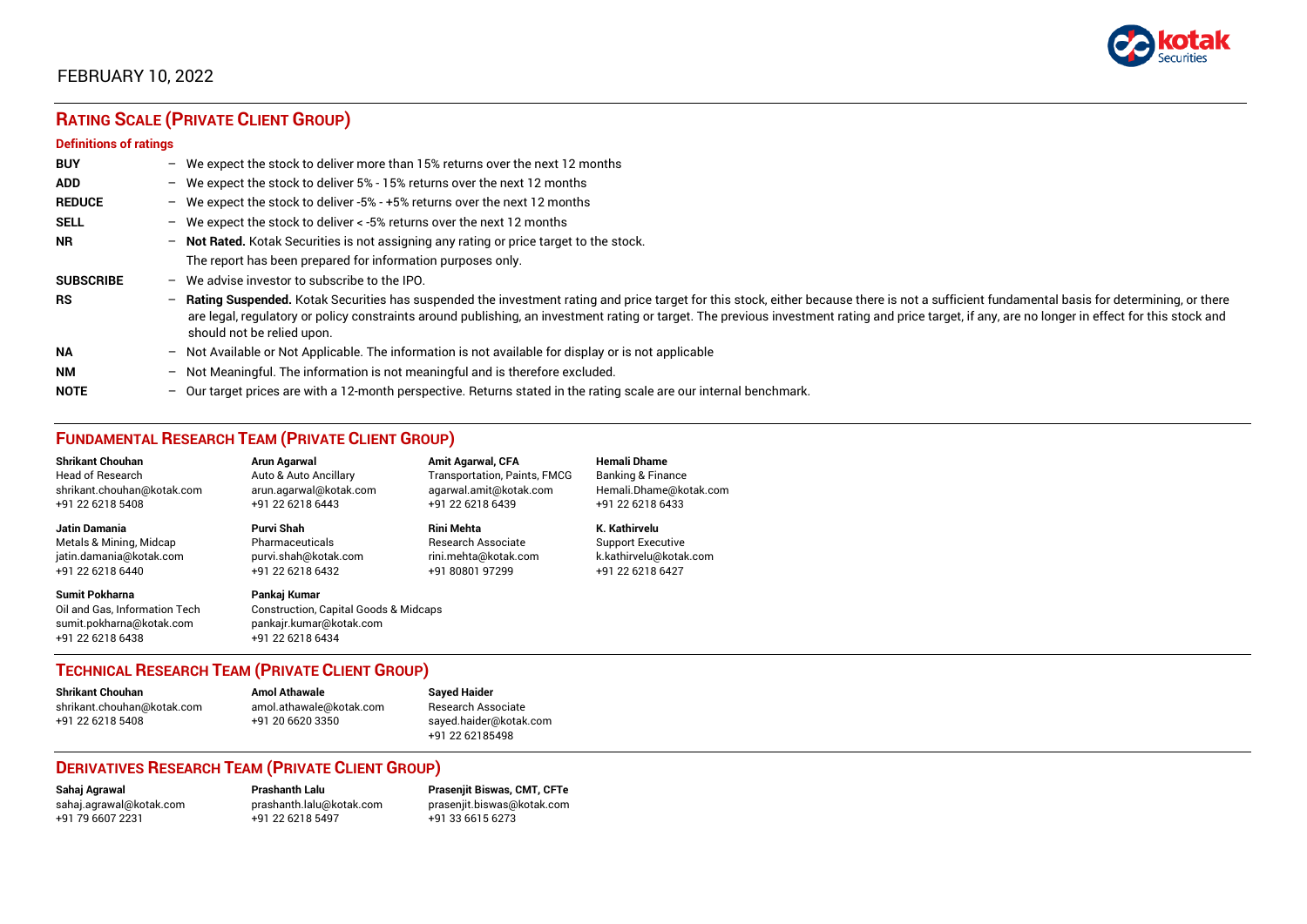FEBRUARY 10, 2022

## RATING SCALE (PRIVATE CLIENT GROUP)

### Definitions of ratings

| | |
|---|---|
| **BUY** | – We expect the stock to deliver more than 15% returns over the next 12 months |
| **ADD** | – We expect the stock to deliver 5% - 15% returns over the next 12 months |
| **REDUCE** | – We expect the stock to deliver -5% - +5% returns over the next 12 months |
| **SELL** | – We expect the stock to deliver < -5% returns over the next 12 months |
| **NR** | – **Not Rated.** Kotak Securities is not assigning any rating or price target to the stock. The report has been prepared for information purposes only. |
| **SUBSCRIBE** | – We advise investor to subscribe to the IPO. |
| **RS** | – **Rating Suspended.** Kotak Securities has suspended the investment rating and price target for this stock, either because there is not a sufficient fundamental basis for determining, or there are legal, regulatory or policy constraints around publishing, an investment rating or target. The previous investment rating and price target, if any, are no longer in effect for this stock and should not be relied upon. |
| **NA** | – Not Available or Not Applicable. The information is not available for display or is not applicable |
| **NM** | – Not Meaningful. The information is not meaningful and is therefore excluded. |
| **NOTE** | – Our target prices are with a 12-month perspective. Returns stated in the rating scale are our internal benchmark. |

## FUNDAMENTAL RESEARCH TEAM (PRIVATE CLIENT GROUP)

**Shrikant Chouhan**
Head of Research
shrikant.chouhan@kotak.com
+91 22 6218 5408

**Arun Agarwal**
Auto & Auto Ancillary
arun.agarwal@kotak.com
+91 22 6218 6443

**Amit Agarwal, CFA**
Transportation, Paints, FMCG
agarwal.amit@kotak.com
+91 22 6218 6439

**Hemali Dhame**
Banking & Finance
Hemali.Dhame@kotak.com
+91 22 6218 6433

**Jatin Damania**
Metals & Mining, Midcap
jatin.damania@kotak.com
+91 22 6218 6440

**Purvi Shah**
Pharmaceuticals
purvi.shah@kotak.com
+91 22 6218 6432

**Rini Mehta**
Research Associate
rini.mehta@kotak.com
+91 80801 97299

**K. Kathirvelu**
Support Executive
k.kathirvelu@kotak.com
+91 22 6218 6427

**Sumit Pokharna**
Oil and Gas, Information Tech
sumit.pokharna@kotak.com
+91 22 6218 6438

**Pankaj Kumar**
Construction, Capital Goods & Midcaps
pankajr.kumar@kotak.com
+91 22 6218 6434

## TECHNICAL RESEARCH TEAM (PRIVATE CLIENT GROUP)

**Shrikant Chouhan**
shrikant.chouhan@kotak.com
+91 22 6218 5408

**Amol Athawale**
amol.athawale@kotak.com
+91 20 6620 3350

**Sayed Haider**
Research Associate
sayed.haider@kotak.com
+91 22 62185498

## DERIVATIVES RESEARCH TEAM (PRIVATE CLIENT GROUP)

**Sahaj Agrawal**
sahaj.agrawal@kotak.com
+91 79 6607 2231

**Prashanth Lalu**
prashanth.lalu@kotak.com
+91 22 6218 5497

**Prasenjit Biswas, CMT, CFTe**
prasenjit.biswas@kotak.com
+91 33 6615 6273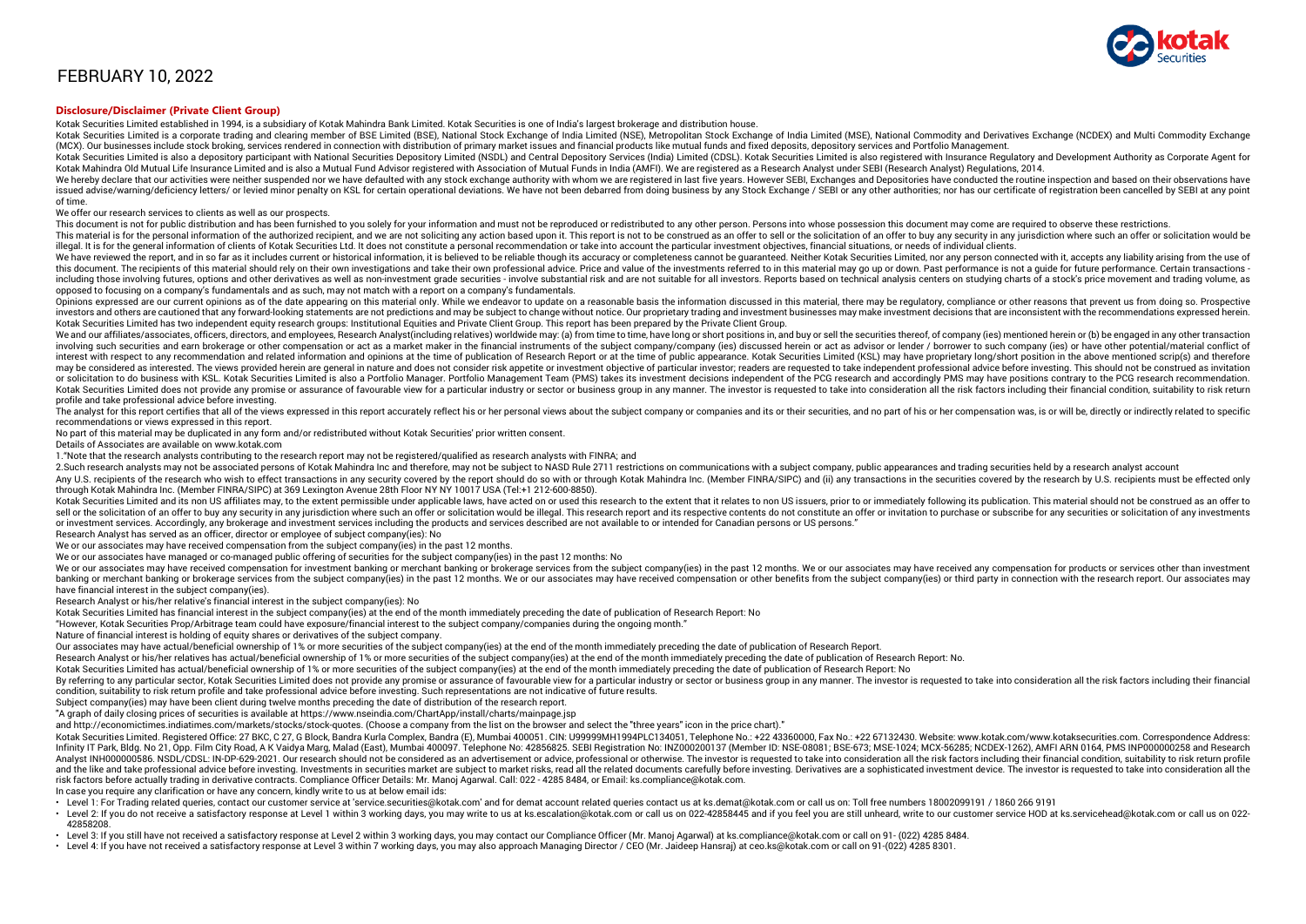# FEBRUARY 10, 2022

### Disclosure/Disclaimer (Private Client Group)

Kotak Securities Limited established in 1994, is a subsidiary of Kotak Mahindra Bank Limited. Kotak Securities is one of India's largest brokerage and distribution house.

Kotak Securities Limited is a corporate trading and clearing member of BSE Limited (BSE), National Stock Exchange of India Limited (NSE), Metropolitan Stock Exchange of India Limited (MSE), National Commodity and Derivatives Exchange (NCDEX) and Multi Commodity Exchange (MCX). Our businesses include stock broking, services rendered in connection with distribution of primary market issues and financial products like mutual funds and fixed deposits, depository services and Portfolio Management.

Kotak Securities Limited is also a depository participant with National Securities Depository Limited (NSDL) and Central Depository Services (India) Limited (CDSL). Kotak Securities Limited is also registered with Insurance Regulatory and Development Authority as Corporate Agent for Kotak Mahindra Old Mutual Life Insurance Limited and is also a Mutual Fund Advisor registered with Association of Mutual Funds in India (AMFI). We are registered as a Research Analyst under SEBI (Research Analyst) Regulations, 2014.

We hereby declare that our activities were neither suspended nor we have defaulted with any stock exchange authority with whom we are registered in last five years. However SEBI, Exchanges and Depositories have conducted the routine inspection and based on their observations have issued advise/warning/deficiency letters/ or levied minor penalty on KSL for certain operational deviations. We have not been debarred from doing business by any Stock Exchange / SEBI or any other authorities; nor has our certificate of registration been cancelled by SEBI at any point of time.

We offer our research services to clients as well as our prospects.

This document is not for public distribution and has been furnished to you solely for your information and must not be reproduced or redistributed to any other person. Persons into whose possession this document may come are required to observe these restrictions.

This material is for the personal information of the authorized recipient, and we are not soliciting any action based upon it. This report is not to be construed as an offer to sell or the solicitation of an offer to buy any security in any jurisdiction where such an offer or solicitation would be illegal. It is for the general information of clients of Kotak Securities Ltd. It does not constitute a personal recommendation or take into account the particular investment objectives, financial situations, or needs of individual clients.

We have reviewed the report, and in so far as it includes current or historical information, it is believed to be reliable though its accuracy or completeness cannot be guaranteed. Neither Kotak Securities Limited, nor any person connected with it, accepts any liability arising from the use of this document. The recipients of this material should rely on their own investigations and take their own professional advice. Price and value of the investments referred to in this material may go up or down. Past performance is not a guide for future performance. Certain transactions - including those involving futures, options and other derivatives as well as non-investment grade securities - involve substantial risk and are not suitable for all investors. Reports based on technical analysis centers on studying charts of a stock's price movement and trading volume, as opposed to focusing on a company's fundamentals and as such, may not match with a report on a company's fundamentals.

Opinions expressed are our current opinions as of the date appearing on this material only. While we endeavor to update on a reasonable basis the information discussed in this material, there may be regulatory, compliance or other reasons that prevent us from doing so. Prospective investors and others are cautioned that any forward-looking statements are not predictions and may be subject to change without notice. Our proprietary trading and investment businesses may make investment decisions that are inconsistent with the recommendations expressed herein. Kotak Securities Limited has two independent equity research groups: Institutional Equities and Private Client Group. This report has been prepared by the Private Client Group.

We and our affiliates/associates, officers, directors, and employees, Research Analyst(including relatives) worldwide may: (a) from time to time, have long or short positions in, and buy or sell the securities thereof, of company (ies) mentioned herein or (b) be engaged in any other transaction involving such securities and earn brokerage or other compensation or act as a market maker in the financial instruments of the subject company/company (ies) discussed herein or act as advisor or lender / borrower to such company (ies) or have other potential/material conflict of interest with respect to any recommendation and related information and opinions at the time of publication of Research Report or at the time of public appearance. Kotak Securities Limited (KSL) may have proprietary long/short position in the above mentioned scrip(s) and therefore may be considered as interested. The views provided herein are general in nature and does not consider risk appetite or investment objective of particular investor; readers are requested to take independent professional advice before investing. This should not be construed as invitation or solicitation to do business with KSL. Kotak Securities Limited is also a Portfolio Manager. Portfolio Management Team (PMS) takes its investment decisions independent of the PCG research and accordingly PMS may have positions contrary to the PCG research recommendation. Kotak Securities Limited does not provide any promise or assurance of favourable view for a particular industry or sector or business group in any manner. The investor is requested to take into consideration all the risk factors including their financial condition, suitability to risk return profile and take professional advice before investing.

The analyst for this report certifies that all of the views expressed in this report accurately reflect his or her personal views about the subject company or companies and its or their securities, and no part of his or her compensation was, is or will be, directly or indirectly related to specific recommendations or views expressed in this report.

No part of this material may be duplicated in any form and/or redistributed without Kotak Securities' prior written consent.

Details of Associates are available on www.kotak.com

1."Note that the research analysts contributing to the research report may not be registered/qualified as research analysts with FINRA; and

2.Such research analysts may not be associated persons of Kotak Mahindra Inc and therefore, may not be subject to NASD Rule 2711 restrictions on communications with a subject company, public appearances and trading securities held by a research analyst account

Any U.S. recipients of the research who wish to effect transactions in any security covered by the report should do so with or through Kotak Mahindra Inc. (Member FINRA/SIPC) and (ii) any transactions in the securities covered by the research by U.S. recipients must be effected only through Kotak Mahindra Inc. (Member FINRA/SIPC) at 369 Lexington Avenue 28th Floor NY NY 10017 USA (Tel:+1 212-600-8850).

Kotak Securities Limited and its non US affiliates may, to the extent permissible under applicable laws, have acted on or used this research to the extent that it relates to non US issuers, prior to or immediately following its publication. This material should not be construed as an offer to sell or the solicitation of an offer to buy any security in any jurisdiction where such an offer or solicitation would be illegal. This research report and its respective contents do not constitute an offer or invitation to purchase or subscribe for any securities or solicitation of any investments or investment services. Accordingly, any brokerage and investment services including the products and services described are not available to or intended for Canadian persons or US persons."

Research Analyst has served as an officer, director or employee of subject company(ies): No

We or our associates may have received compensation from the subject company(ies) in the past 12 months.

We or our associates have managed or co-managed public offering of securities for the subject company(ies) in the past 12 months: No

We or our associates may have received compensation for investment banking or merchant banking or brokerage services from the subject company(ies) in the past 12 months. We or our associates may have received any compensation for products or services other than investment banking or merchant banking or brokerage services from the subject company(ies) in the past 12 months. We or our associates may have received compensation or other benefits from the subject company(ies) or third party in connection with the research report. Our associates may have financial interest in the subject company(ies).

Research Analyst or his/her relative's financial interest in the subject company(ies): No

Kotak Securities Limited has financial interest in the subject company(ies) at the end of the month immediately preceding the date of publication of Research Report: No

"However, Kotak Securities Prop/Arbitrage team could have exposure/financial interest to the subject company/companies during the ongoing month."

Nature of financial interest is holding of equity shares or derivatives of the subject company.

Our associates may have actual/beneficial ownership of 1% or more securities of the subject company(ies) at the end of the month immediately preceding the date of publication of Research Report.

Research Analyst or his/her relatives has actual/beneficial ownership of 1% or more securities of the subject company(ies) at the end of the month immediately preceding the date of publication of Research Report: No.

Kotak Securities Limited has actual/beneficial ownership of 1% or more securities of the subject company(ies) at the end of the month immediately preceding the date of publication of Research Report: No

By referring to any particular sector, Kotak Securities Limited does not provide any promise or assurance of favourable view for a particular industry or sector or business group in any manner. The investor is requested to take into consideration all the risk factors including their financial condition, suitability to risk return profile and take professional advice before investing. Such representations are not indicative of future results.

Subject company(ies) may have been client during twelve months preceding the date of distribution of the research report.

"A graph of daily closing prices of securities is available at https://www.nseindia.com/ChartApp/install/charts/mainpage.jsp

and http://economictimes.indiatimes.com/markets/stocks/stock-quotes. (Choose a company from the list on the browser and select the "three years" icon in the price chart)."

Kotak Securities Limited. Registered Office: 27 BKC, C 27, G Block, Bandra Kurla Complex, Bandra (E), Mumbai 400051. CIN: U99999MH1994PLC134051, Telephone No.: +22 43360000, Fax No.: +22 67132430. Website: www.kotak.com/www.kotaksecurities.com. Correspondence Address: Infinity IT Park, Bldg. No 21, Opp. Film City Road, A K Vaidya Marg, Malad (East), Mumbai 400097. Telephone No: 42856825. SEBI Registration No: INZ000200137 (Member ID: NSE-08081; BSE-673; MSE-1024; MCX-56285; NCDEX-1262), AMFI ARN 0164, PMS INP000000258 and Research Analyst INH000000586. NSDL/CDSL: IN-DP-629-2021. Our research should not be considered as an advertisement or advice, professional or otherwise. The investor is requested to take into consideration all the risk factors including their financial condition, suitability to risk return profile and the like and take professional advice before investing. Investments in securities market are subject to market risks, read all the related documents carefully before investing. Derivatives are a sophisticated investment device. The investor is requested to take into consideration all the risk factors before actually trading in derivative contracts. Compliance Officer Details: Mr. Manoj Agarwal. Call: 022 - 4285 8484, or Email: ks.compliance@kotak.com.

In case you require any clarification or have any concern, kindly write to us at below email ids:

- Level 1: For Trading related queries, contact our customer service at 'service.securities@kotak.com' and for demat account related queries contact us at ks.demat@kotak.com or call us on: Toll free numbers 18002099191 / 1860 266 9191
- Level 2: If you do not receive a satisfactory response at Level 1 within 3 working days, you may write to us at ks.escalation@kotak.com or call us on 022-42858445 and if you feel you are still unheard, write to our customer service HOD at ks.servicehead@kotak.com or call us on 022-42858208.
- Level 3: If you still have not received a satisfactory response at Level 2 within 3 working days, you may contact our Compliance Officer (Mr. Manoj Agarwal) at ks.compliance@kotak.com or call on 91- (022) 4285 8484.
- Level 4: If you have not received a satisfactory response at Level 3 within 7 working days, you may also approach Managing Director / CEO (Mr. Jaideep Hansraj) at ceo.ks@kotak.com or call on 91-(022) 4285 8301.